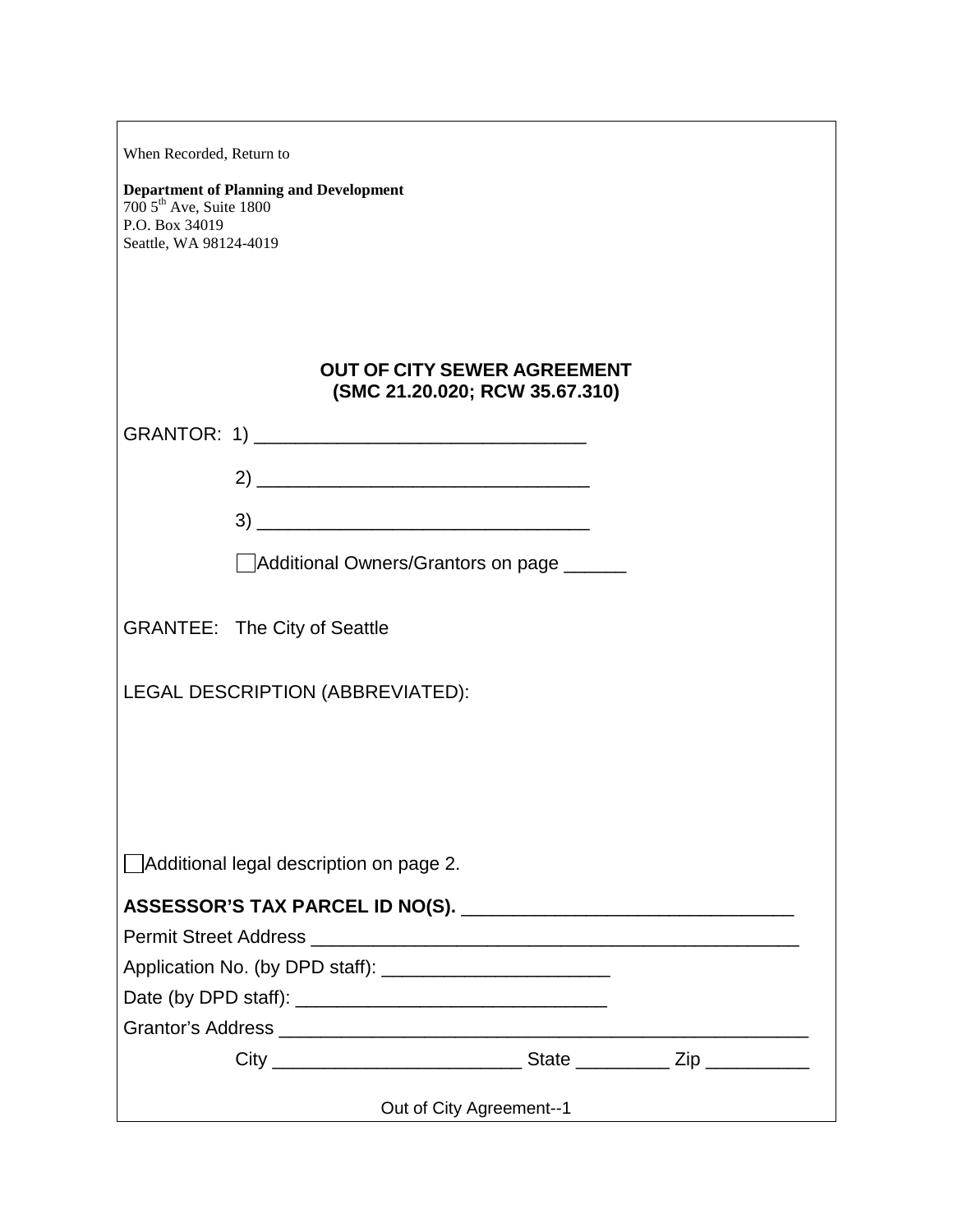When Recorded, Return to

**Department of Planning and Development**
700 5$^{th}$ Ave, Suite 1800
P.O. Box 34019
Seattle, WA 98124-4019

## OUT OF CITY SEWER AGREEMENT
## (SMC 21.20.020; RCW 35.67.310)

GRANTOR: 1) ________________________________

2) ________________________________

3) ________________________________

☐ Additional Owners/Grantors on page ______

GRANTEE: The City of Seattle

LEGAL DESCRIPTION (ABBREVIATED):

☐ Additional legal description on page 2.

**ASSESSOR'S TAX PARCEL ID NO(S).** ________________________________

Permit Street Address ________________________________________________

Application No. (by DPD staff): ______________________

Date (by DPD staff): ______________________________

Grantor's Address ____________________________________________________

City ________________________ State _________ Zip __________

Out of City Agreement--1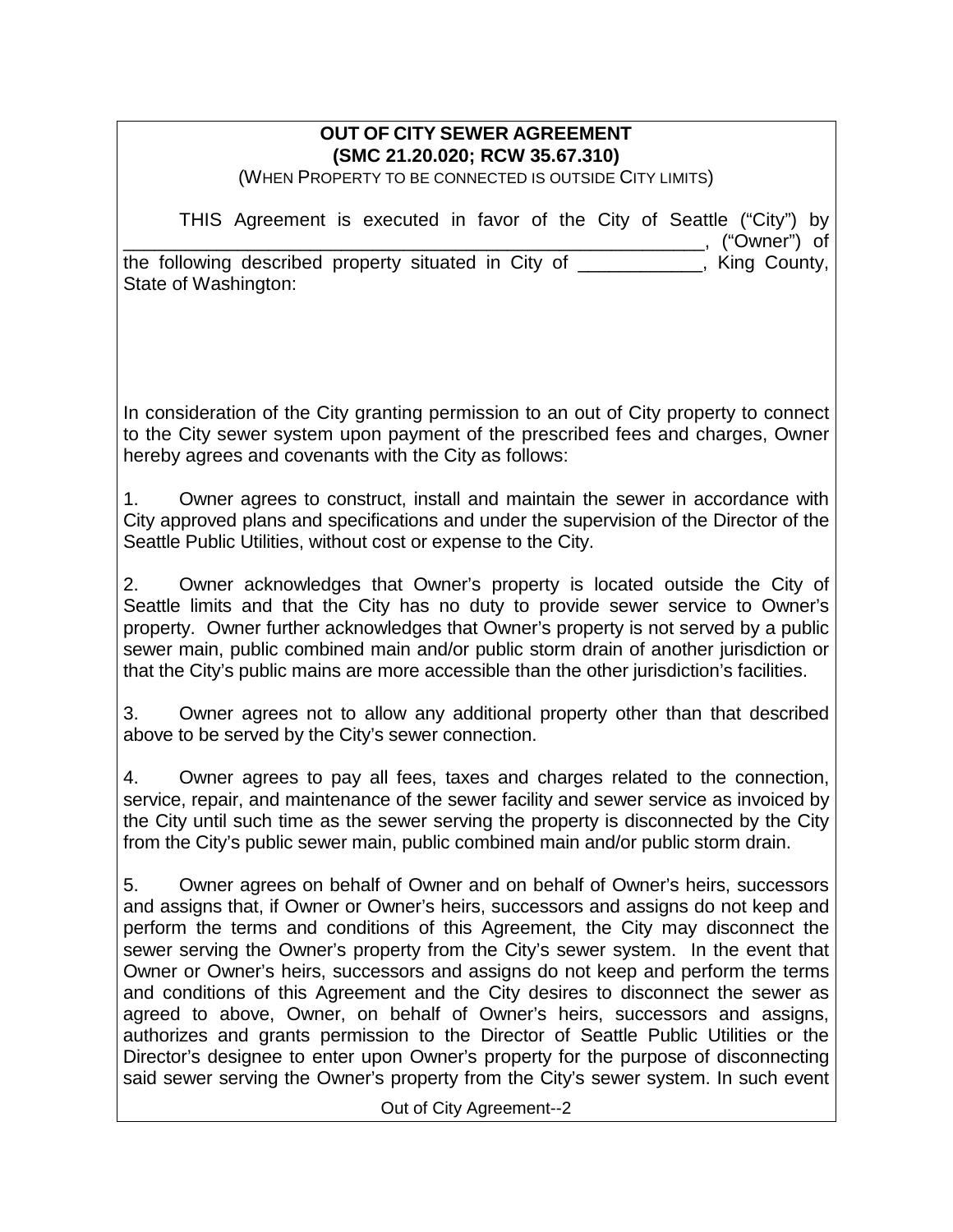**OUT OF CITY SEWER AGREEMENT**
**(SMC 21.20.020; RCW 35.67.310)**
(WHEN PROPERTY TO BE CONNECTED IS OUTSIDE CITY LIMITS)

THIS Agreement is executed in favor of the City of Seattle ("City") by ________________________________________________________, ("Owner") of the following described property situated in City of ____________, King County, State of Washington:

In consideration of the City granting permission to an out of City property to connect to the City sewer system upon payment of the prescribed fees and charges, Owner hereby agrees and covenants with the City as follows:

1. Owner agrees to construct, install and maintain the sewer in accordance with City approved plans and specifications and under the supervision of the Director of the Seattle Public Utilities, without cost or expense to the City.

2. Owner acknowledges that Owner's property is located outside the City of Seattle limits and that the City has no duty to provide sewer service to Owner's property. Owner further acknowledges that Owner's property is not served by a public sewer main, public combined main and/or public storm drain of another jurisdiction or that the City's public mains are more accessible than the other jurisdiction's facilities.

3. Owner agrees not to allow any additional property other than that described above to be served by the City's sewer connection.

4. Owner agrees to pay all fees, taxes and charges related to the connection, service, repair, and maintenance of the sewer facility and sewer service as invoiced by the City until such time as the sewer serving the property is disconnected by the City from the City's public sewer main, public combined main and/or public storm drain.

5. Owner agrees on behalf of Owner and on behalf of Owner's heirs, successors and assigns that, if Owner or Owner's heirs, successors and assigns do not keep and perform the terms and conditions of this Agreement, the City may disconnect the sewer serving the Owner's property from the City's sewer system. In the event that Owner or Owner's heirs, successors and assigns do not keep and perform the terms and conditions of this Agreement and the City desires to disconnect the sewer as agreed to above, Owner, on behalf of Owner's heirs, successors and assigns, authorizes and grants permission to the Director of Seattle Public Utilities or the Director's designee to enter upon Owner's property for the purpose of disconnecting said sewer serving the Owner's property from the City's sewer system. In such event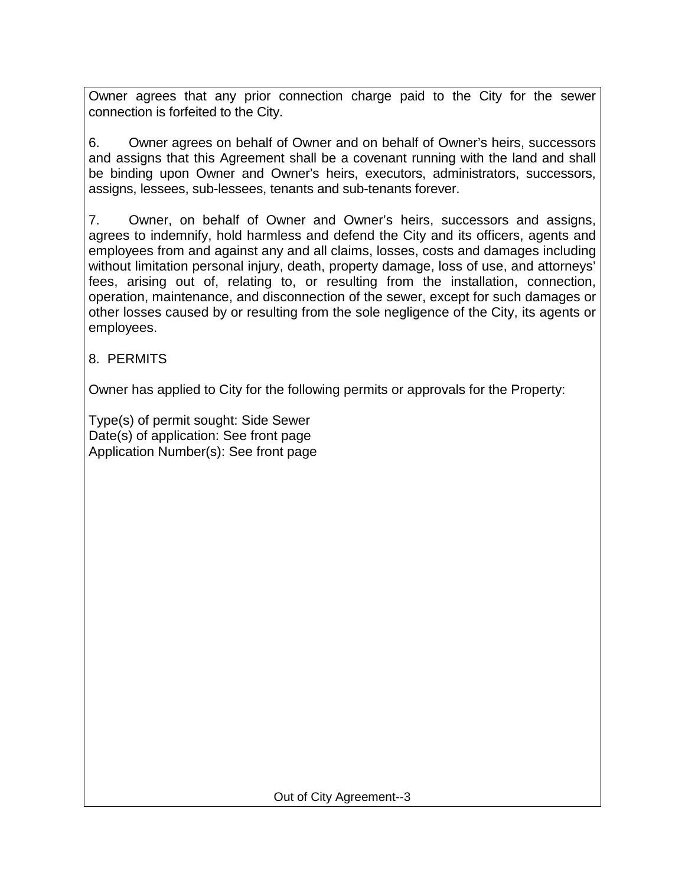Owner agrees that any prior connection charge paid to the City for the sewer connection is forfeited to the City.

6. Owner agrees on behalf of Owner and on behalf of Owner's heirs, successors and assigns that this Agreement shall be a covenant running with the land and shall be binding upon Owner and Owner's heirs, executors, administrators, successors, assigns, lessees, sub-lessees, tenants and sub-tenants forever.

7. Owner, on behalf of Owner and Owner's heirs, successors and assigns, agrees to indemnify, hold harmless and defend the City and its officers, agents and employees from and against any and all claims, losses, costs and damages including without limitation personal injury, death, property damage, loss of use, and attorneys' fees, arising out of, relating to, or resulting from the installation, connection, operation, maintenance, and disconnection of the sewer, except for such damages or other losses caused by or resulting from the sole negligence of the City, its agents or employees.

8. PERMITS

Owner has applied to City for the following permits or approvals for the Property:

Type(s) of permit sought: Side Sewer
Date(s) of application: See front page
Application Number(s): See front page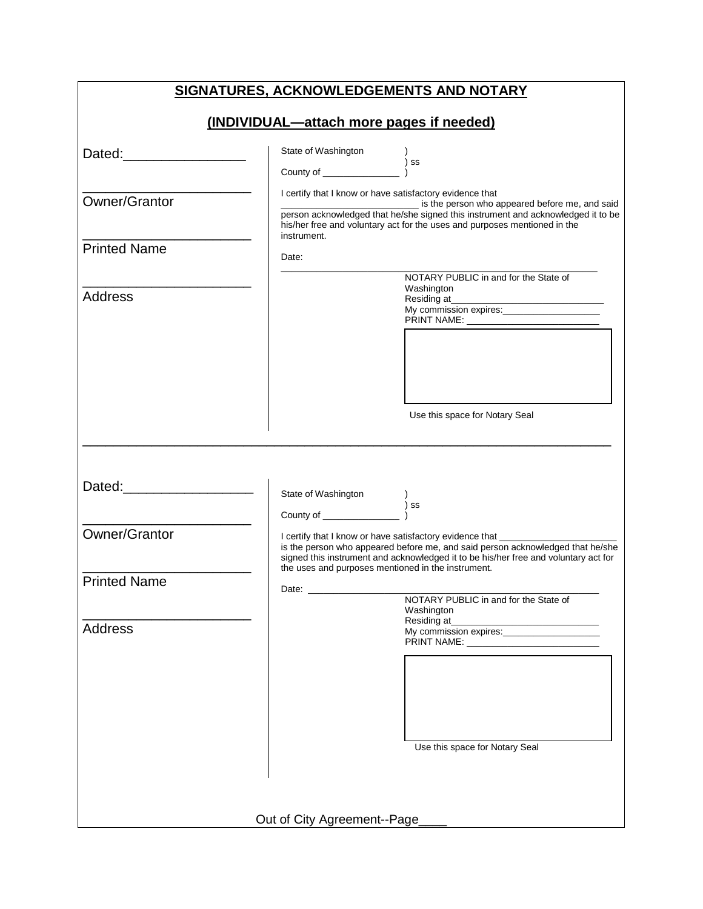## SIGNATURES, ACKNOWLEDGEMENTS AND NOTARY

## (INDIVIDUAL—attach more pages if needed)

Dated:________________

______________________
Owner/Grantor

______________________
Printed Name

______________________
Address

State of Washington )
) ss
County of _______________ )

I certify that I know or have satisfactory evidence that _________________________ is the person who appeared before me, and said person acknowledged that he/she signed this instrument and acknowledged it to be his/her free and voluntary act for the uses and purposes mentioned in the instrument.

Date:

_______________________________________________

NOTARY PUBLIC in and for the State of Washington
Residing at______________________________
My commission expires:___________________
PRINT NAME: __________________________

Use this space for Notary Seal

---

Dated:__________________

______________________
Owner/Grantor

______________________
Printed Name

______________________
Address

State of Washington )
) ss
County of _______________ )

I certify that I know or have satisfactory evidence that ______________________ is the person who appeared before me, and said person acknowledged that he/she signed this instrument and acknowledged it to be his/her free and voluntary act for the uses and purposes mentioned in the instrument.

Date: _______________________________________________

NOTARY PUBLIC in and for the State of Washington
Residing at_____________________________
My commission expires:___________________
PRINT NAME: __________________________

Use this space for Notary Seal

Out of City Agreement--Page____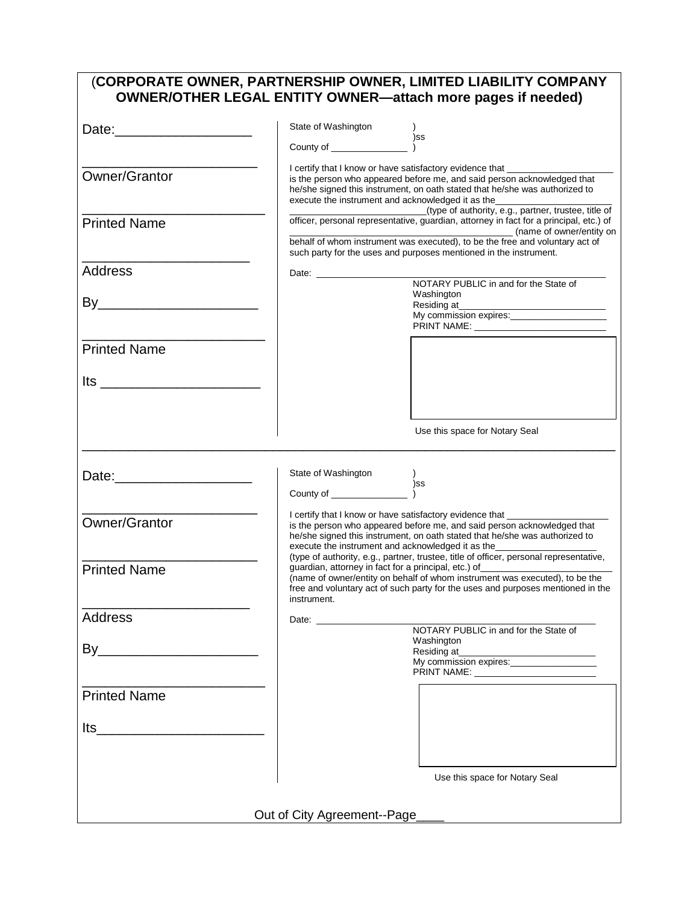**(CORPORATE OWNER, PARTNERSHIP OWNER, LIMITED LIABILITY COMPANY OWNER/OTHER LEGAL ENTITY OWNER—attach more pages if needed)**

Date:___________________

_______________________
Owner/Grantor

_______________________
Printed Name

_______________________
Address

By______________________

_______________________
Printed Name

Its _____________________

State of Washington )
)ss
County of _______________ )

I certify that I know or have satisfactory evidence that ____________________ is the person who appeared before me, and said person acknowledged that he/she signed this instrument, on oath stated that he/she was authorized to execute the instrument and acknowledged it as the______________________ ________________________(type of authority, e.g., partner, trustee, title of officer, personal representative, guardian, attorney in fact for a principal, etc.) of ____________________________________________ (name of owner/entity on behalf of whom instrument was executed), to be the free and voluntary act of such party for the uses and purposes mentioned in the instrument.

Date: ______________________________________________________

NOTARY PUBLIC in and for the State of Washington
Residing at____________________________
My commission expires:___________________
PRINT NAME: _________________________

Use this space for Notary Seal

---

Date:___________________

_______________________
Owner/Grantor

_______________________
Printed Name

_______________________
Address

By______________________

_______________________
Printed Name

Its______________________

State of Washington )
)ss
County of _______________ )

I certify that I know or have satisfactory evidence that ___________________ is the person who appeared before me, and said person acknowledged that he/she signed this instrument, on oath stated that he/she was authorized to execute the instrument and acknowledged it as the___________________ (type of authority, e.g., partner, trustee, title of officer, personal representative, guardian, attorney in fact for a principal, etc.) of________________________ (name of owner/entity on behalf of whom instrument was executed), to be the free and voluntary act of such party for the uses and purposes mentioned in the instrument.

Date: ______________________________________________________

NOTARY PUBLIC in and for the State of Washington
Residing at__________________________
My commission expires:_________________
PRINT NAME: ________________________

Use this space for Notary Seal

Out of City Agreement--Page____